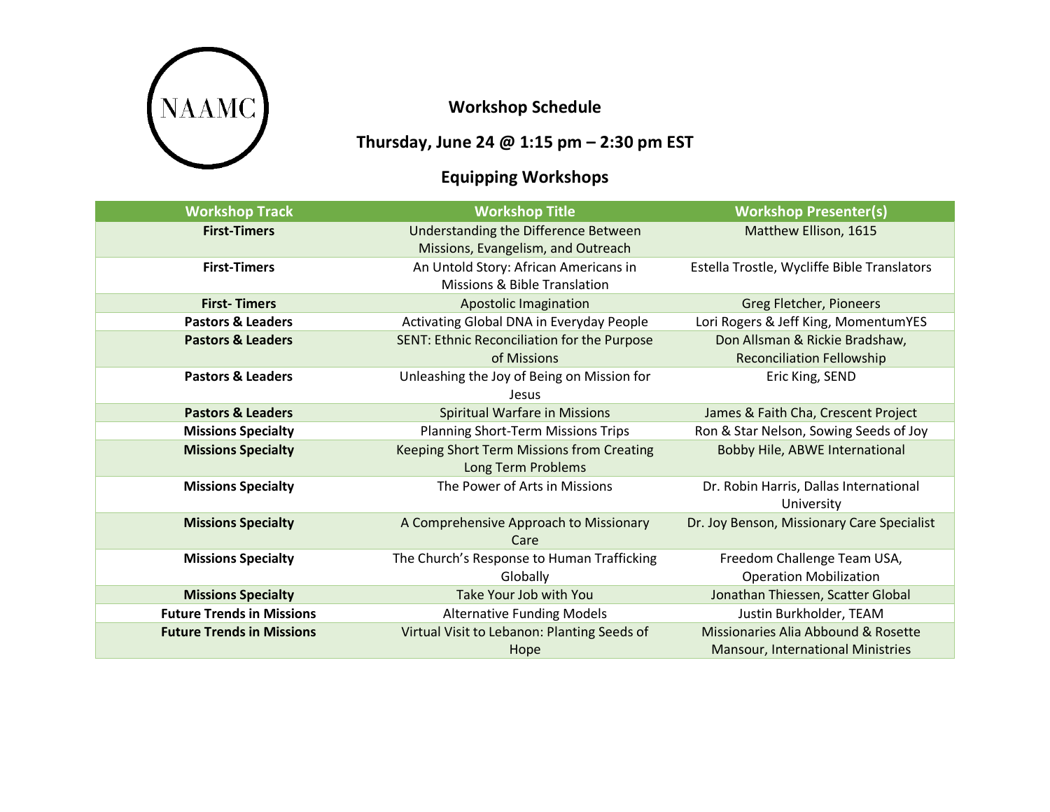NAAMC

## Workshop Schedule

## Thursday, June 24 @ 1:15 pm – 2:30 pm EST

## Equipping Workshops

| Workshop Track | Workshop Title | Workshop Presenter(s) |
|---|---|---|
| **First-Timers** | Understanding the Difference Between Missions, Evangelism, and Outreach | Matthew Ellison, 1615 |
| **First-Timers** | An Untold Story: African Americans in Missions & Bible Translation | Estella Trostle, Wycliffe Bible Translators |
| **First- Timers** | Apostolic Imagination | Greg Fletcher, Pioneers |
| **Pastors & Leaders** | Activating Global DNA in Everyday People | Lori Rogers & Jeff King, MomentumYES |
| **Pastors & Leaders** | SENT: Ethnic Reconciliation for the Purpose of Missions | Don Allsman & Rickie Bradshaw, Reconciliation Fellowship |
| **Pastors & Leaders** | Unleashing the Joy of Being on Mission for Jesus | Eric King, SEND |
| **Pastors & Leaders** | Spiritual Warfare in Missions | James & Faith Cha, Crescent Project |
| **Missions Specialty** | Planning Short-Term Missions Trips | Ron & Star Nelson, Sowing Seeds of Joy |
| **Missions Specialty** | Keeping Short Term Missions from Creating Long Term Problems | Bobby Hile, ABWE International |
| **Missions Specialty** | The Power of Arts in Missions | Dr. Robin Harris, Dallas International University |
| **Missions Specialty** | A Comprehensive Approach to Missionary Care | Dr. Joy Benson, Missionary Care Specialist |
| **Missions Specialty** | The Church's Response to Human Trafficking Globally | Freedom Challenge Team USA, Operation Mobilization |
| **Missions Specialty** | Take Your Job with You | Jonathan Thiessen, Scatter Global |
| **Future Trends in Missions** | Alternative Funding Models | Justin Burkholder, TEAM |
| **Future Trends in Missions** | Virtual Visit to Lebanon: Planting Seeds of Hope | Missionaries Alia Abbound & Rosette Mansour, International Ministries |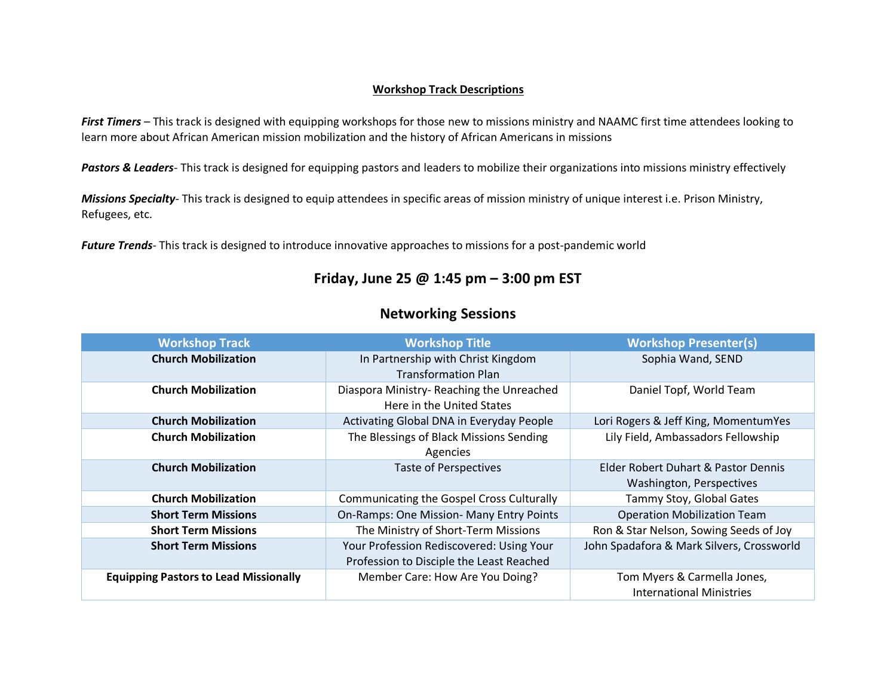**Workshop Track Descriptions**

***First Timers*** – This track is designed with equipping workshops for those new to missions ministry and NAAMC first time attendees looking to learn more about African American mission mobilization and the history of African Americans in missions

***Pastors & Leaders***- This track is designed for equipping pastors and leaders to mobilize their organizations into missions ministry effectively

***Missions Specialty***- This track is designed to equip attendees in specific areas of mission ministry of unique interest i.e. Prison Ministry, Refugees, etc.

***Future Trends***- This track is designed to introduce innovative approaches to missions for a post-pandemic world

## Friday, June 25 @ 1:45 pm – 3:00 pm EST

## Networking Sessions

| Workshop Track | Workshop Title | Workshop Presenter(s) |
|---|---|---|
| **Church Mobilization** | In Partnership with Christ Kingdom Transformation Plan | Sophia Wand, SEND |
| **Church Mobilization** | Diaspora Ministry- Reaching the Unreached Here in the United States | Daniel Topf, World Team |
| **Church Mobilization** | Activating Global DNA in Everyday People | Lori Rogers & Jeff King, MomentumYes |
| **Church Mobilization** | The Blessings of Black Missions Sending Agencies | Lily Field, Ambassadors Fellowship |
| **Church Mobilization** | Taste of Perspectives | Elder Robert Duhart & Pastor Dennis Washington, Perspectives |
| **Church Mobilization** | Communicating the Gospel Cross Culturally | Tammy Stoy, Global Gates |
| **Short Term Missions** | On-Ramps: One Mission- Many Entry Points | Operation Mobilization Team |
| **Short Term Missions** | The Ministry of Short-Term Missions | Ron & Star Nelson, Sowing Seeds of Joy |
| **Short Term Missions** | Your Profession Rediscovered: Using Your Profession to Disciple the Least Reached | John Spadafora & Mark Silvers, Crossworld |
| **Equipping Pastors to Lead Missionally** | Member Care: How Are You Doing? | Tom Myers & Carmella Jones, International Ministries |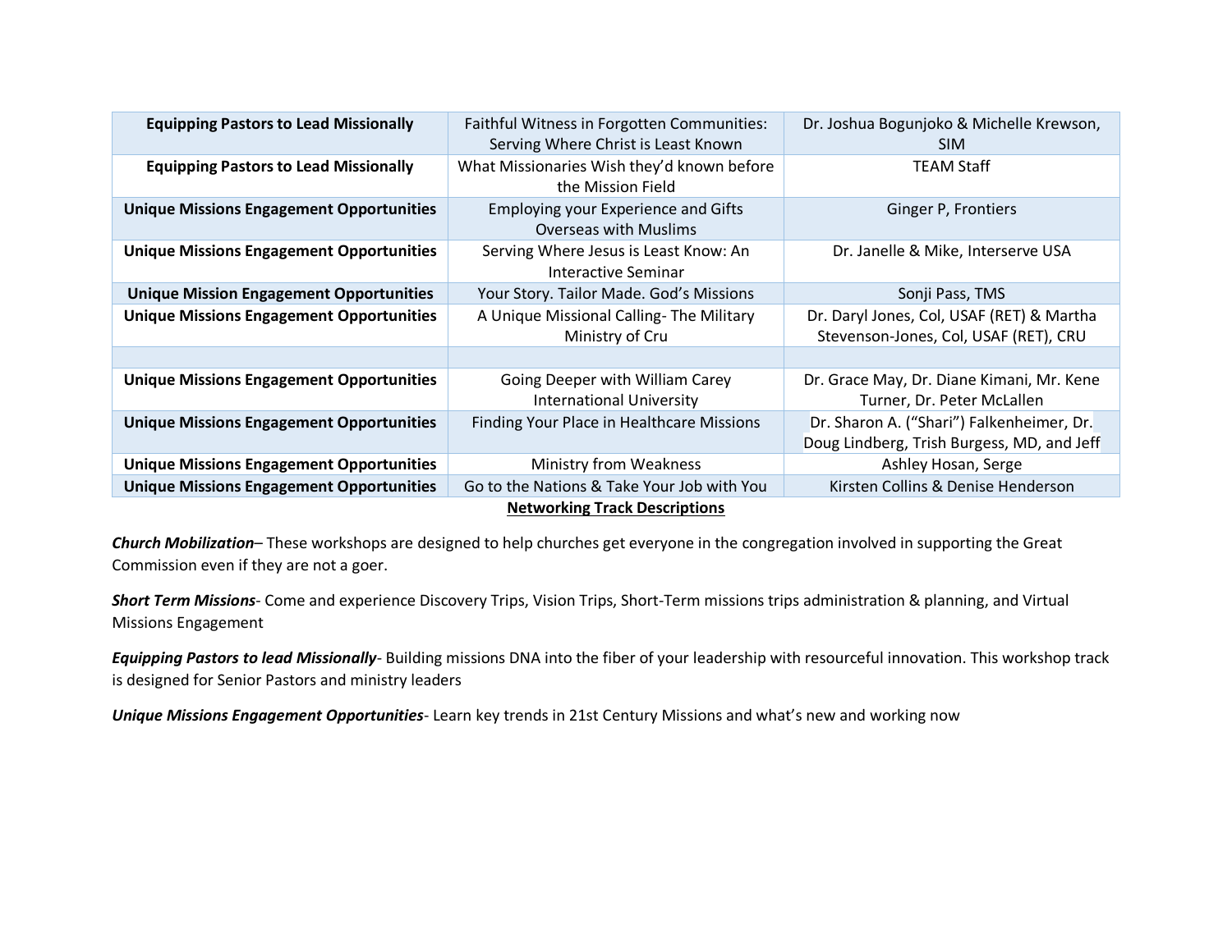| | | |
|---|---|---|
| **Equipping Pastors to Lead Missionally** | Faithful Witness in Forgotten Communities: Serving Where Christ is Least Known | Dr. Joshua Bogunjoko & Michelle Krewson, SIM |
| **Equipping Pastors to Lead Missionally** | What Missionaries Wish they'd known before the Mission Field | TEAM Staff |
| **Unique Missions Engagement Opportunities** | Employing your Experience and Gifts Overseas with Muslims | Ginger P, Frontiers |
| **Unique Missions Engagement Opportunities** | Serving Where Jesus is Least Know: An Interactive Seminar | Dr. Janelle & Mike, Interserve USA |
| **Unique Mission Engagement Opportunities** | Your Story. Tailor Made. God's Missions | Sonji Pass, TMS |
| **Unique Missions Engagement Opportunities** | A Unique Missional Calling- The Military Ministry of Cru | Dr. Daryl Jones, Col, USAF (RET) & Martha Stevenson-Jones, Col, USAF (RET), CRU |
| | | |
| **Unique Missions Engagement Opportunities** | Going Deeper with William Carey International University | Dr. Grace May, Dr. Diane Kimani, Mr. Kene Turner, Dr. Peter McLallen |
| **Unique Missions Engagement Opportunities** | Finding Your Place in Healthcare Missions | Dr. Sharon A. ("Shari") Falkenheimer, Dr. Doug Lindberg, Trish Burgess, MD, and Jeff |
| **Unique Missions Engagement Opportunities** | Ministry from Weakness | Ashley Hosan, Serge |
| **Unique Missions Engagement Opportunities** | Go to the Nations & Take Your Job with You | Kirsten Collins & Denise Henderson |

**Networking Track Descriptions**

***Church Mobilization***– These workshops are designed to help churches get everyone in the congregation involved in supporting the Great Commission even if they are not a goer.

***Short Term Missions***- Come and experience Discovery Trips, Vision Trips, Short-Term missions trips administration & planning, and Virtual Missions Engagement

***Equipping Pastors to lead Missionally***- Building missions DNA into the fiber of your leadership with resourceful innovation. This workshop track is designed for Senior Pastors and ministry leaders

***Unique Missions Engagement Opportunities***- Learn key trends in 21st Century Missions and what's new and working now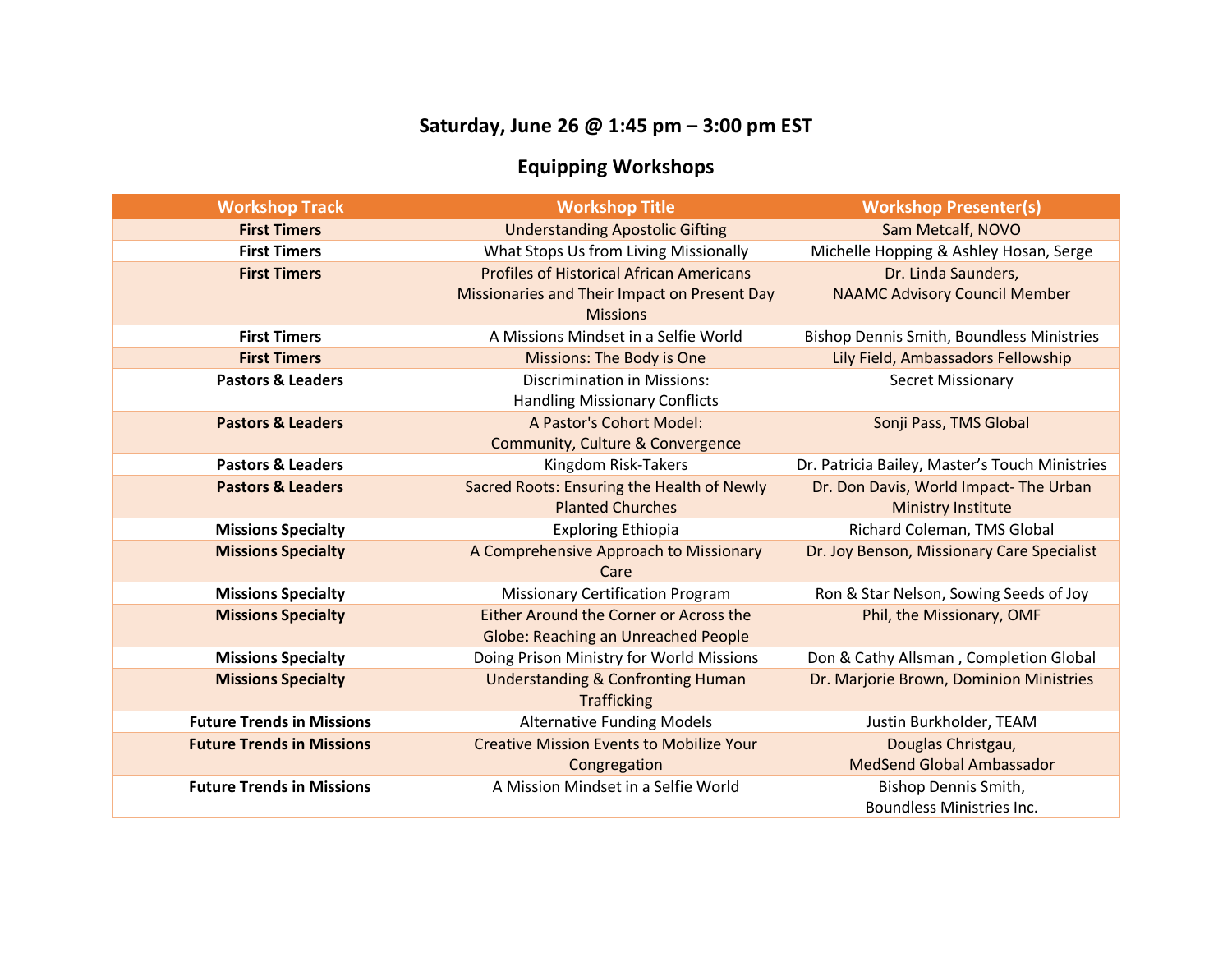## Saturday, June 26 @ 1:45 pm – 3:00 pm EST

## Equipping Workshops

| Workshop Track | Workshop Title | Workshop Presenter(s) |
|---|---|---|
| **First Timers** | Understanding Apostolic Gifting | Sam Metcalf, NOVO |
| **First Timers** | What Stops Us from Living Missionally | Michelle Hopping & Ashley Hosan, Serge |
| **First Timers** | Profiles of Historical African Americans Missionaries and Their Impact on Present Day Missions | Dr. Linda Saunders, NAAMC Advisory Council Member |
| **First Timers** | A Missions Mindset in a Selfie World | Bishop Dennis Smith, Boundless Ministries |
| **First Timers** | Missions: The Body is One | Lily Field, Ambassadors Fellowship |
| **Pastors & Leaders** | Discrimination in Missions: Handling Missionary Conflicts | Secret Missionary |
| **Pastors & Leaders** | A Pastor's Cohort Model: Community, Culture & Convergence | Sonji Pass, TMS Global |
| **Pastors & Leaders** | Kingdom Risk-Takers | Dr. Patricia Bailey, Master's Touch Ministries |
| **Pastors & Leaders** | Sacred Roots: Ensuring the Health of Newly Planted Churches | Dr. Don Davis, World Impact- The Urban Ministry Institute |
| **Missions Specialty** | Exploring Ethiopia | Richard Coleman, TMS Global |
| **Missions Specialty** | A Comprehensive Approach to Missionary Care | Dr. Joy Benson, Missionary Care Specialist |
| **Missions Specialty** | Missionary Certification Program | Ron & Star Nelson, Sowing Seeds of Joy |
| **Missions Specialty** | Either Around the Corner or Across the Globe: Reaching an Unreached People | Phil, the Missionary, OMF |
| **Missions Specialty** | Doing Prison Ministry for World Missions | Don & Cathy Allsman , Completion Global |
| **Missions Specialty** | Understanding & Confronting Human Trafficking | Dr. Marjorie Brown, Dominion Ministries |
| **Future Trends in Missions** | Alternative Funding Models | Justin Burkholder, TEAM |
| **Future Trends in Missions** | Creative Mission Events to Mobilize Your Congregation | Douglas Christgau, MedSend Global Ambassador |
| **Future Trends in Missions** | A Mission Mindset in a Selfie World | Bishop Dennis Smith, Boundless Ministries Inc. |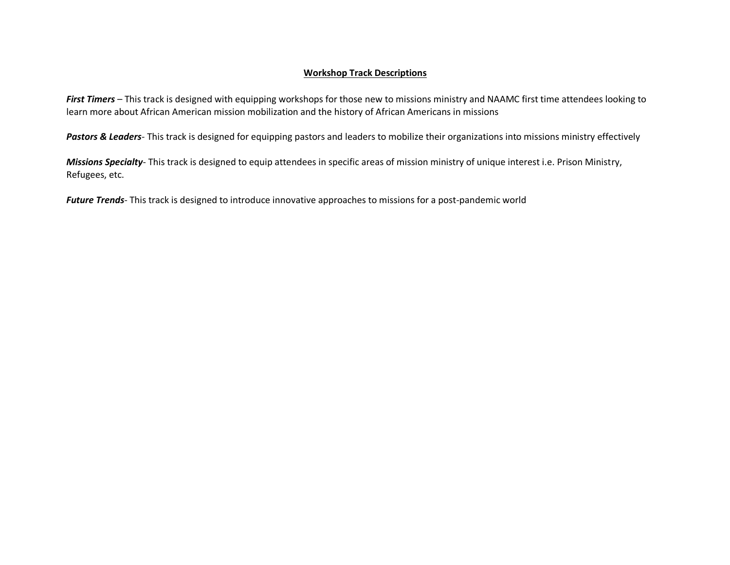## Workshop Track Descriptions

***First Timers*** – This track is designed with equipping workshops for those new to missions ministry and NAAMC first time attendees looking to learn more about African American mission mobilization and the history of African Americans in missions

***Pastors & Leaders***- This track is designed for equipping pastors and leaders to mobilize their organizations into missions ministry effectively

***Missions Specialty***- This track is designed to equip attendees in specific areas of mission ministry of unique interest i.e. Prison Ministry, Refugees, etc.

***Future Trends***- This track is designed to introduce innovative approaches to missions for a post-pandemic world